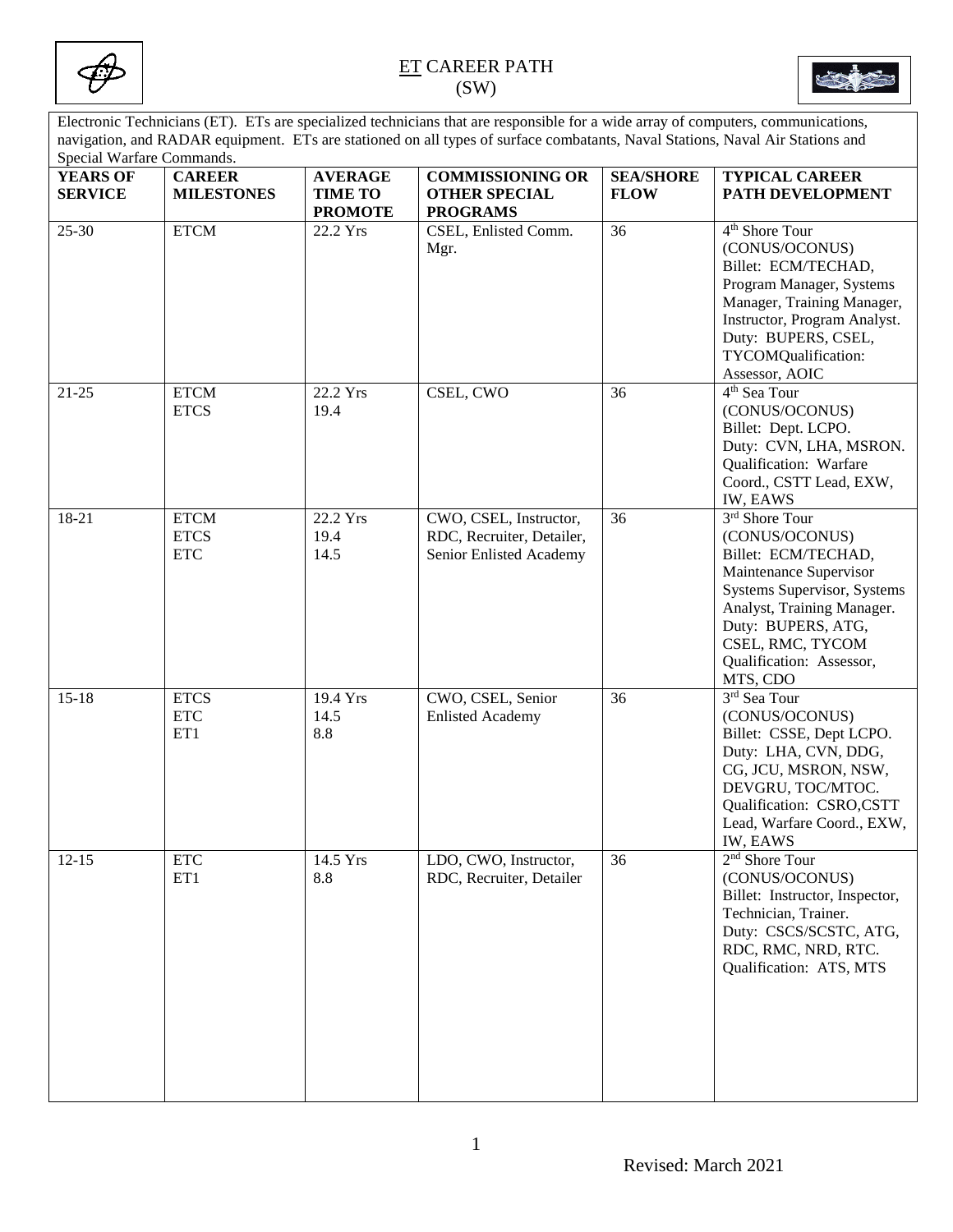# ET CAREER PATH
## (SW)

Electronic Technicians (ET). ETs are specialized technicians that are responsible for a wide array of computers, communications, navigation, and RADAR equipment. ETs are stationed on all types of surface combatants, Naval Stations, Naval Air Stations and Special Warfare Commands.

| YEARS OF SERVICE | CAREER MILESTONES | AVERAGE TIME TO PROMOTE | COMMISSIONING OR OTHER SPECIAL PROGRAMS | SEA/SHORE FLOW | TYPICAL CAREER PATH DEVELOPMENT |
|---|---|---|---|---|---|
| 25-30 | ETCM | 22.2 Yrs | CSEL, Enlisted Comm. Mgr. | 36 | 4th Shore Tour (CONUS/OCONUS) Billet: ECM/TECHAD, Program Manager, Systems Manager, Training Manager, Instructor, Program Analyst. Duty: BUPERS, CSEL, TYCOMQualification: Assessor, AOIC |
| 21-25 | ETCM<br>ETCS | 22.2 Yrs<br>19.4 | CSEL, CWO | 36 | 4th Sea Tour (CONUS/OCONUS) Billet: Dept. LCPO. Duty: CVN, LHA, MSRON. Qualification: Warfare Coord., CSTT Lead, EXW, IW, EAWS |
| 18-21 | ETCM<br>ETCS<br>ETC | 22.2 Yrs<br>19.4<br>14.5 | CWO, CSEL, Instructor, RDC, Recruiter, Detailer, Senior Enlisted Academy | 36 | 3rd Shore Tour (CONUS/OCONUS) Billet: ECM/TECHAD, Maintenance Supervisor Systems Supervisor, Systems Analyst, Training Manager. Duty: BUPERS, ATG, CSEL, RMC, TYCOM Qualification: Assessor, MTS, CDO |
| 15-18 | ETCS<br>ETC<br>ET1 | 19.4 Yrs<br>14.5<br>8.8 | CWO, CSEL, Senior Enlisted Academy | 36 | 3rd Sea Tour (CONUS/OCONUS) Billet: CSSE, Dept LCPO. Duty: LHA, CVN, DDG, CG, JCU, MSRON, NSW, DEVGRU, TOC/MTOC. Qualification: CSRO,CSTT Lead, Warfare Coord., EXW, IW, EAWS |
| 12-15 | ETC<br>ET1 | 14.5 Yrs<br>8.8 | LDO, CWO, Instructor, RDC, Recruiter, Detailer | 36 | 2nd Shore Tour (CONUS/OCONUS) Billet: Instructor, Inspector, Technician, Trainer. Duty: CSCS/SCSTC, ATG, RDC, RMC, NRD, RTC. Qualification: ATS, MTS |

Revised: March 2021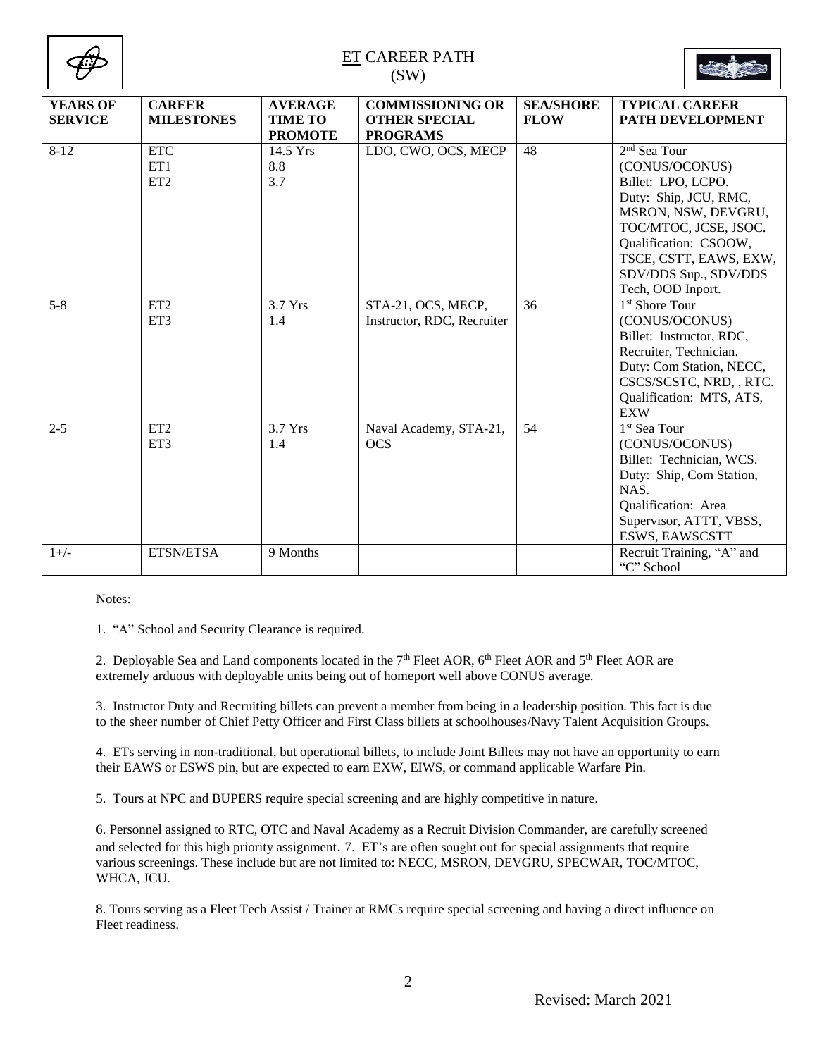# ET CAREER PATH (SW)

| YEARS OF SERVICE | CAREER MILESTONES | AVERAGE TIME TO PROMOTE | COMMISSIONING OR OTHER SPECIAL PROGRAMS | SEA/SHORE FLOW | TYPICAL CAREER PATH DEVELOPMENT |
|---|---|---|---|---|---|
| 8-12 | ETC<br>ET1<br>ET2 | 14.5 Yrs<br>8.8<br>3.7 | LDO, CWO, OCS, MECP | 48 | 2nd Sea Tour (CONUS/OCONUS)<br>Billet: LPO, LCPO.<br>Duty: Ship, JCU, RMC, MSRON, NSW, DEVGRU, TOC/MTOC, JCSE, JSOC.<br>Qualification: CSOOW, TSCE, CSTT, EAWS, EXW, SDV/DDS Sup., SDV/DDS Tech, OOD Inport. |
| 5-8 | ET2<br>ET3 | 3.7 Yrs<br>1.4 | STA-21, OCS, MECP, Instructor, RDC, Recruiter | 36 | 1st Shore Tour (CONUS/OCONUS)<br>Billet: Instructor, RDC, Recruiter, Technician.<br>Duty: Com Station, NECC, CSCS/SCSTC, NRD, , RTC.<br>Qualification: MTS, ATS, EXW |
| 2-5 | ET2<br>ET3 | 3.7 Yrs<br>1.4 | Naval Academy, STA-21, OCS | 54 | 1st Sea Tour (CONUS/OCONUS)<br>Billet: Technician, WCS.<br>Duty: Ship, Com Station, NAS.<br>Qualification: Area Supervisor, ATTT, VBSS, ESWS, EAWSCSTT |
| 1+/- | ETSN/ETSA | 9 Months | | | Recruit Training, "A" and "C" School |

Notes:

1. "A" School and Security Clearance is required.

2. Deployable Sea and Land components located in the 7th Fleet AOR, 6th Fleet AOR and 5th Fleet AOR are extremely arduous with deployable units being out of homeport well above CONUS average.

3. Instructor Duty and Recruiting billets can prevent a member from being in a leadership position. This fact is due to the sheer number of Chief Petty Officer and First Class billets at schoolhouses/Navy Talent Acquisition Groups.

4. ETs serving in non-traditional, but operational billets, to include Joint Billets may not have an opportunity to earn their EAWS or ESWS pin, but are expected to earn EXW, EIWS, or command applicable Warfare Pin.

5. Tours at NPC and BUPERS require special screening and are highly competitive in nature.

6. Personnel assigned to RTC, OTC and Naval Academy as a Recruit Division Commander, are carefully screened and selected for this high priority assignment. 7. ET's are often sought out for special assignments that require various screenings. These include but are not limited to: NECC, MSRON, DEVGRU, SPECWAR, TOC/MTOC, WHCA, JCU.

8. Tours serving as a Fleet Tech Assist / Trainer at RMCs require special screening and having a direct influence on Fleet readiness.

Revised: March 2021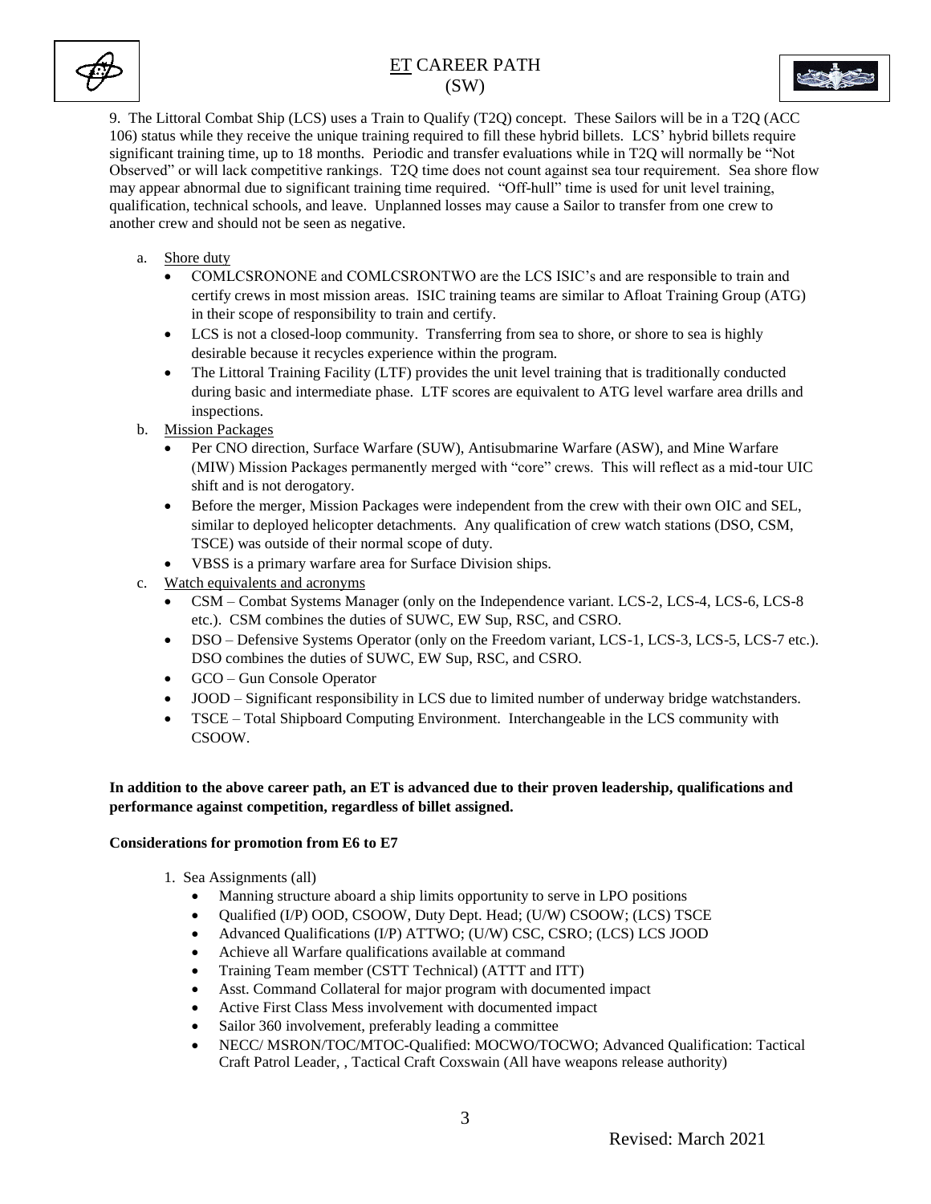9. The Littoral Combat Ship (LCS) uses a Train to Qualify (T2Q) concept. These Sailors will be in a T2Q (ACC 106) status while they receive the unique training required to fill these hybrid billets. LCS' hybrid billets require significant training time, up to 18 months. Periodic and transfer evaluations while in T2Q will normally be "Not Observed" or will lack competitive rankings. T2Q time does not count against sea tour requirement. Sea shore flow may appear abnormal due to significant training time required. "Off-hull" time is used for unit level training, qualification, technical schools, and leave. Unplanned losses may cause a Sailor to transfer from one crew to another crew and should not be seen as negative.

a. Shore duty
   - COMLCSRONONE and COMLCSRONTWO are the LCS ISIC's and are responsible to train and certify crews in most mission areas. ISIC training teams are similar to Afloat Training Group (ATG) in their scope of responsibility to train and certify.
   - LCS is not a closed-loop community. Transferring from sea to shore, or shore to sea is highly desirable because it recycles experience within the program.
   - The Littoral Training Facility (LTF) provides the unit level training that is traditionally conducted during basic and intermediate phase. LTF scores are equivalent to ATG level warfare area drills and inspections.

b. Mission Packages
   - Per CNO direction, Surface Warfare (SUW), Antisubmarine Warfare (ASW), and Mine Warfare (MIW) Mission Packages permanently merged with "core" crews. This will reflect as a mid-tour UIC shift and is not derogatory.
   - Before the merger, Mission Packages were independent from the crew with their own OIC and SEL, similar to deployed helicopter detachments. Any qualification of crew watch stations (DSO, CSM, TSCE) was outside of their normal scope of duty.
   - VBSS is a primary warfare area for Surface Division ships.

c. Watch equivalents and acronyms
   - CSM – Combat Systems Manager (only on the Independence variant. LCS-2, LCS-4, LCS-6, LCS-8 etc.). CSM combines the duties of SUWC, EW Sup, RSC, and CSRO.
   - DSO – Defensive Systems Operator (only on the Freedom variant, LCS-1, LCS-3, LCS-5, LCS-7 etc.). DSO combines the duties of SUWC, EW Sup, RSC, and CSRO.
   - GCO – Gun Console Operator
   - JOOD – Significant responsibility in LCS due to limited number of underway bridge watchstanders.
   - TSCE – Total Shipboard Computing Environment. Interchangeable in the LCS community with CSOOW.

**In addition to the above career path, an ET is advanced due to their proven leadership, qualifications and performance against competition, regardless of billet assigned.**

**Considerations for promotion from E6 to E7**

1. Sea Assignments (all)
   - Manning structure aboard a ship limits opportunity to serve in LPO positions
   - Qualified (I/P) OOD, CSOOW, Duty Dept. Head; (U/W) CSOOW; (LCS) TSCE
   - Advanced Qualifications (I/P) ATTWO; (U/W) CSC, CSRO; (LCS) LCS JOOD
   - Achieve all Warfare qualifications available at command
   - Training Team member (CSTT Technical) (ATTT and ITT)
   - Asst. Command Collateral for major program with documented impact
   - Active First Class Mess involvement with documented impact
   - Sailor 360 involvement, preferably leading a committee
   - NECC/ MSRON/TOC/MTOC-Qualified: MOCWO/TOCWO; Advanced Qualification: Tactical Craft Patrol Leader, , Tactical Craft Coxswain (All have weapons release authority)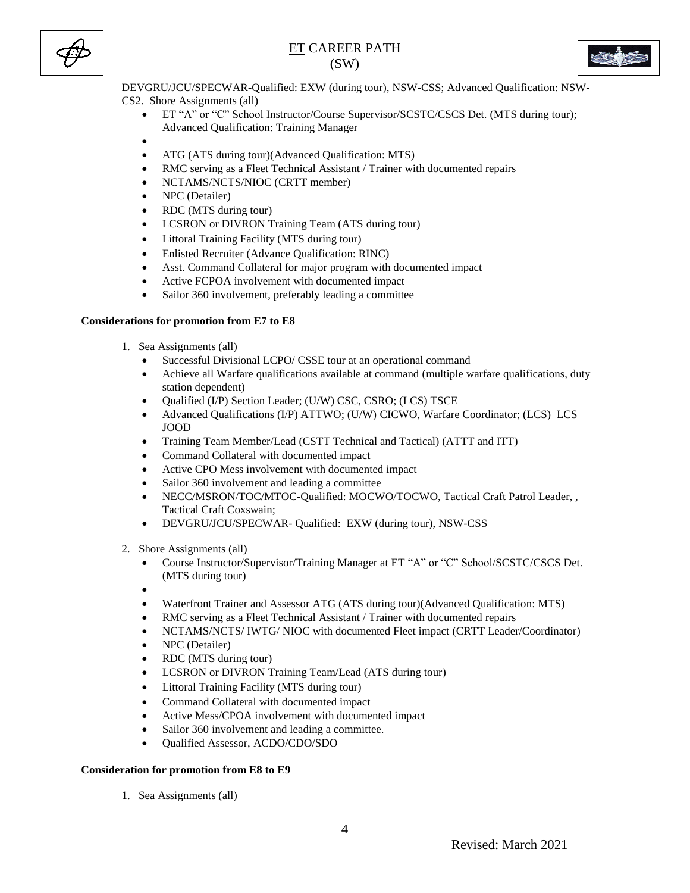DEVGRU/JCU/SPECWAR-Qualified: EXW (during tour), NSW-CSS; Advanced Qualification: NSW-CS2. Shore Assignments (all)

- ET "A" or "C" School Instructor/Course Supervisor/SCSTC/CSCS Det. (MTS during tour); Advanced Qualification: Training Manager
- 
- ATG (ATS during tour)(Advanced Qualification: MTS)
- RMC serving as a Fleet Technical Assistant / Trainer with documented repairs
- NCTAMS/NCTS/NIOC (CRTT member)
- NPC (Detailer)
- RDC (MTS during tour)
- LCSRON or DIVRON Training Team (ATS during tour)
- Littoral Training Facility (MTS during tour)
- Enlisted Recruiter (Advance Qualification: RINC)
- Asst. Command Collateral for major program with documented impact
- Active FCPOA involvement with documented impact
- Sailor 360 involvement, preferably leading a committee

**Considerations for promotion from E7 to E8**

1. Sea Assignments (all)
   - Successful Divisional LCPO/ CSSE tour at an operational command
   - Achieve all Warfare qualifications available at command (multiple warfare qualifications, duty station dependent)
   - Qualified (I/P) Section Leader; (U/W) CSC, CSRO; (LCS) TSCE
   - Advanced Qualifications (I/P) ATTWO; (U/W) CICWO, Warfare Coordinator; (LCS) LCS JOOD
   - Training Team Member/Lead (CSTT Technical and Tactical) (ATTT and ITT)
   - Command Collateral with documented impact
   - Active CPO Mess involvement with documented impact
   - Sailor 360 involvement and leading a committee
   - NECC/MSRON/TOC/MTOC-Qualified: MOCWO/TOCWO, Tactical Craft Patrol Leader, , Tactical Craft Coxswain;
   - DEVGRU/JCU/SPECWAR- Qualified: EXW (during tour), NSW-CSS

2. Shore Assignments (all)
   - Course Instructor/Supervisor/Training Manager at ET "A" or "C" School/SCSTC/CSCS Det. (MTS during tour)
   - 
   - Waterfront Trainer and Assessor ATG (ATS during tour)(Advanced Qualification: MTS)
   - RMC serving as a Fleet Technical Assistant / Trainer with documented repairs
   - NCTAMS/NCTS/ IWTG/ NIOC with documented Fleet impact (CRTT Leader/Coordinator)
   - NPC (Detailer)
   - RDC (MTS during tour)
   - LCSRON or DIVRON Training Team/Lead (ATS during tour)
   - Littoral Training Facility (MTS during tour)
   - Command Collateral with documented impact
   - Active Mess/CPOA involvement with documented impact
   - Sailor 360 involvement and leading a committee.
   - Qualified Assessor, ACDO/CDO/SDO

**Consideration for promotion from E8 to E9**

1. Sea Assignments (all)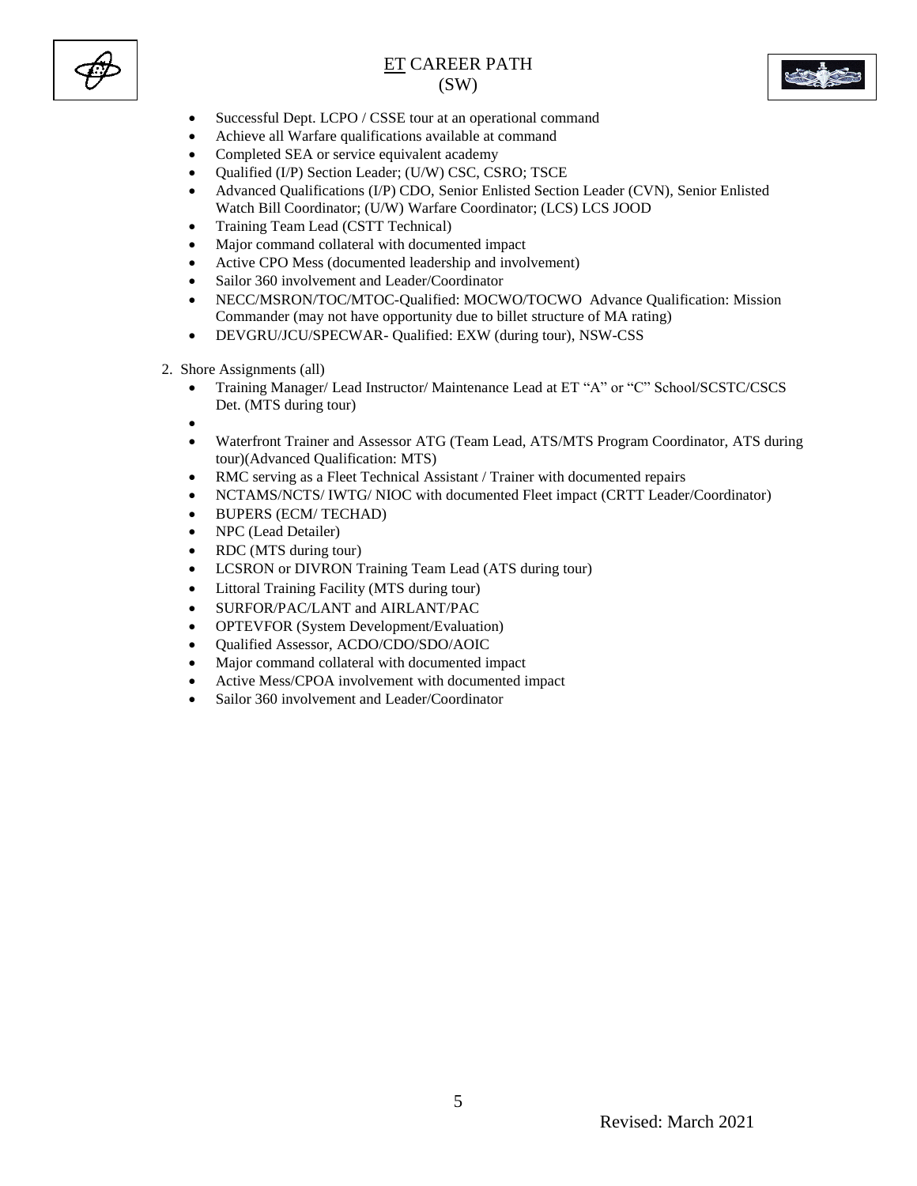- Successful Dept. LCPO / CSSE tour at an operational command
- Achieve all Warfare qualifications available at command
- Completed SEA or service equivalent academy
- Qualified (I/P) Section Leader; (U/W) CSC, CSRO; TSCE
- Advanced Qualifications (I/P) CDO, Senior Enlisted Section Leader (CVN), Senior Enlisted Watch Bill Coordinator; (U/W) Warfare Coordinator; (LCS) LCS JOOD
- Training Team Lead (CSTT Technical)
- Major command collateral with documented impact
- Active CPO Mess (documented leadership and involvement)
- Sailor 360 involvement and Leader/Coordinator
- NECC/MSRON/TOC/MTOC-Qualified: MOCWO/TOCWO Advance Qualification: Mission Commander (may not have opportunity due to billet structure of MA rating)
- DEVGRU/JCU/SPECWAR- Qualified: EXW (during tour), NSW-CSS

2. Shore Assignments (all)
   - Training Manager/ Lead Instructor/ Maintenance Lead at ET "A" or "C" School/SCSTC/CSCS Det. (MTS during tour)
   - 
   - Waterfront Trainer and Assessor ATG (Team Lead, ATS/MTS Program Coordinator, ATS during tour)(Advanced Qualification: MTS)
   - RMC serving as a Fleet Technical Assistant / Trainer with documented repairs
   - NCTAMS/NCTS/ IWTG/ NIOC with documented Fleet impact (CRTT Leader/Coordinator)
   - BUPERS (ECM/ TECHAD)
   - NPC (Lead Detailer)
   - RDC (MTS during tour)
   - LCSRON or DIVRON Training Team Lead (ATS during tour)
   - Littoral Training Facility (MTS during tour)
   - SURFOR/PAC/LANT and AIRLANT/PAC
   - OPTEVFOR (System Development/Evaluation)
   - Qualified Assessor, ACDO/CDO/SDO/AOIC
   - Major command collateral with documented impact
   - Active Mess/CPOA involvement with documented impact
   - Sailor 360 involvement and Leader/Coordinator